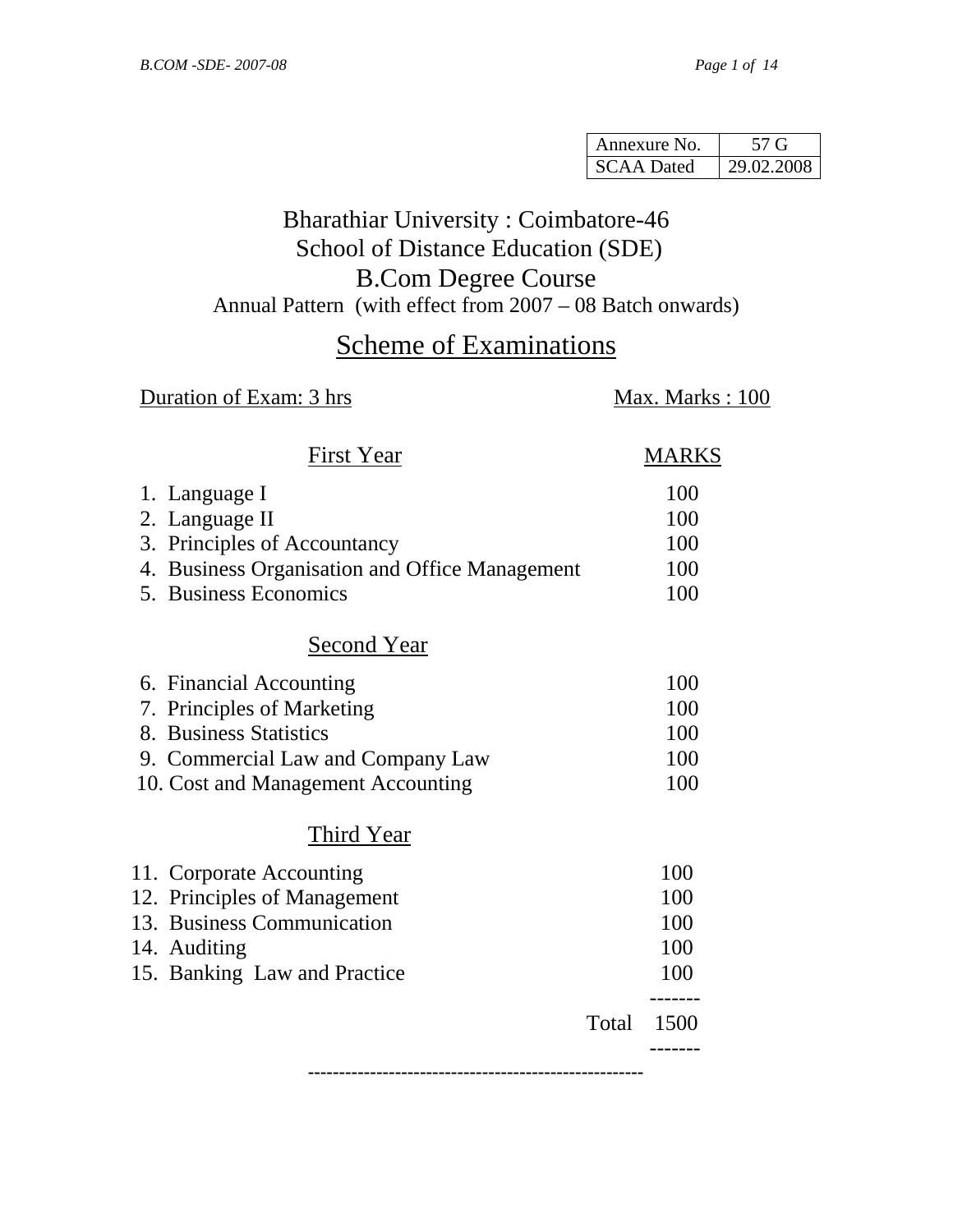| Annexure No. | 57 G |
| --- | --- |
| SCAA Dated | 29.02.2008 |

# Bharathiar University : Coimbatore-46
## School of Distance Education (SDE)
## B.Com Degree Course

Annual Pattern (with effect from 2007 – 08 Batch onwards)

## Scheme of Examinations

Duration of Exam: 3 hrs — Max. Marks : 100

| First Year | MARKS |
| --- | --- |
| 1. Language I | 100 |
| 2. Language II | 100 |
| 3. Principles of Accountancy | 100 |
| 4. Business Organisation and Office Management | 100 |
| 5. Business Economics | 100 |
| **Second Year** | |
| 6. Financial Accounting | 100 |
| 7. Principles of Marketing | 100 |
| 8. Business Statistics | 100 |
| 9. Commercial Law and Company Law | 100 |
| 10. Cost and Management Accounting | 100 |
| **Third Year** | |
| 11. Corporate Accounting | 100 |
| 12. Principles of Management | 100 |
| 13. Business Communication | 100 |
| 14. Auditing | 100 |
| 15. Banking Law and Practice | 100 |
| Total | 1500 |

-----------------------------------------------------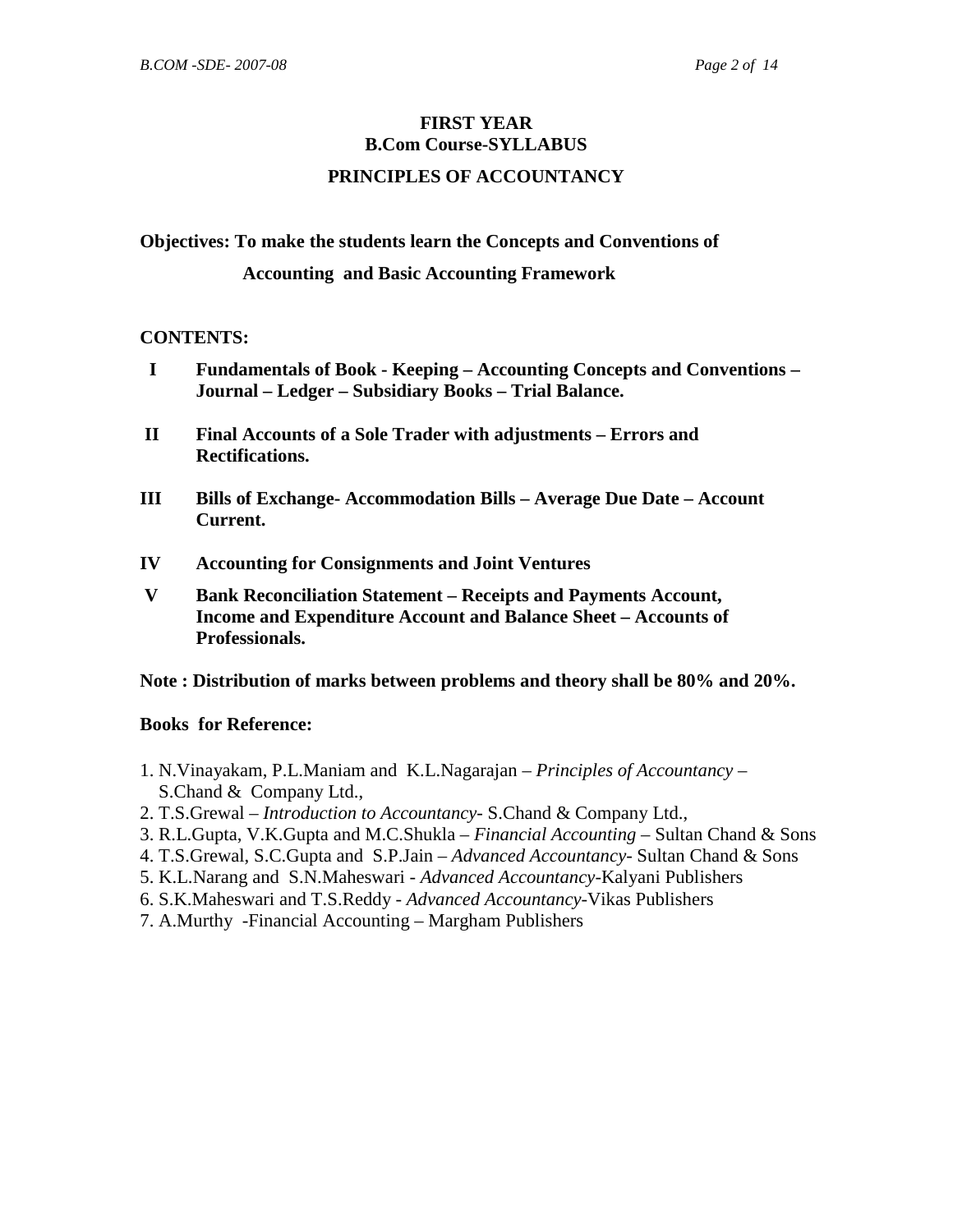# FIRST YEAR
## B.Com Course-SYLLABUS
## PRINCIPLES OF ACCOUNTANCY

**Objectives: To make the students learn the Concepts and Conventions of Accounting and Basic Accounting Framework**

**CONTENTS:**

- **I** **Fundamentals of Book - Keeping – Accounting Concepts and Conventions – Journal – Ledger – Subsidiary Books – Trial Balance.**
- **II** **Final Accounts of a Sole Trader with adjustments – Errors and Rectifications.**
- **III** **Bills of Exchange- Accommodation Bills – Average Due Date – Account Current.**
- **IV** **Accounting for Consignments and Joint Ventures**
- **V** **Bank Reconciliation Statement – Receipts and Payments Account, Income and Expenditure Account and Balance Sheet – Accounts of Professionals.**

**Note : Distribution of marks between problems and theory shall be 80% and 20%.**

**Books for Reference:**

1. N.Vinayakam, P.L.Maniam and K.L.Nagarajan – *Principles of Accountancy* – S.Chand & Company Ltd.,
2. T.S.Grewal – *Introduction to Accountancy*- S.Chand & Company Ltd.,
3. R.L.Gupta, V.K.Gupta and M.C.Shukla – *Financial Accounting* – Sultan Chand & Sons
4. T.S.Grewal, S.C.Gupta and S.P.Jain – *Advanced Accountancy*- Sultan Chand & Sons
5. K.L.Narang and S.N.Maheswari - *Advanced Accountancy*-Kalyani Publishers
6. S.K.Maheswari and T.S.Reddy - *Advanced Accountancy*-Vikas Publishers
7. A.Murthy -Financial Accounting – Margham Publishers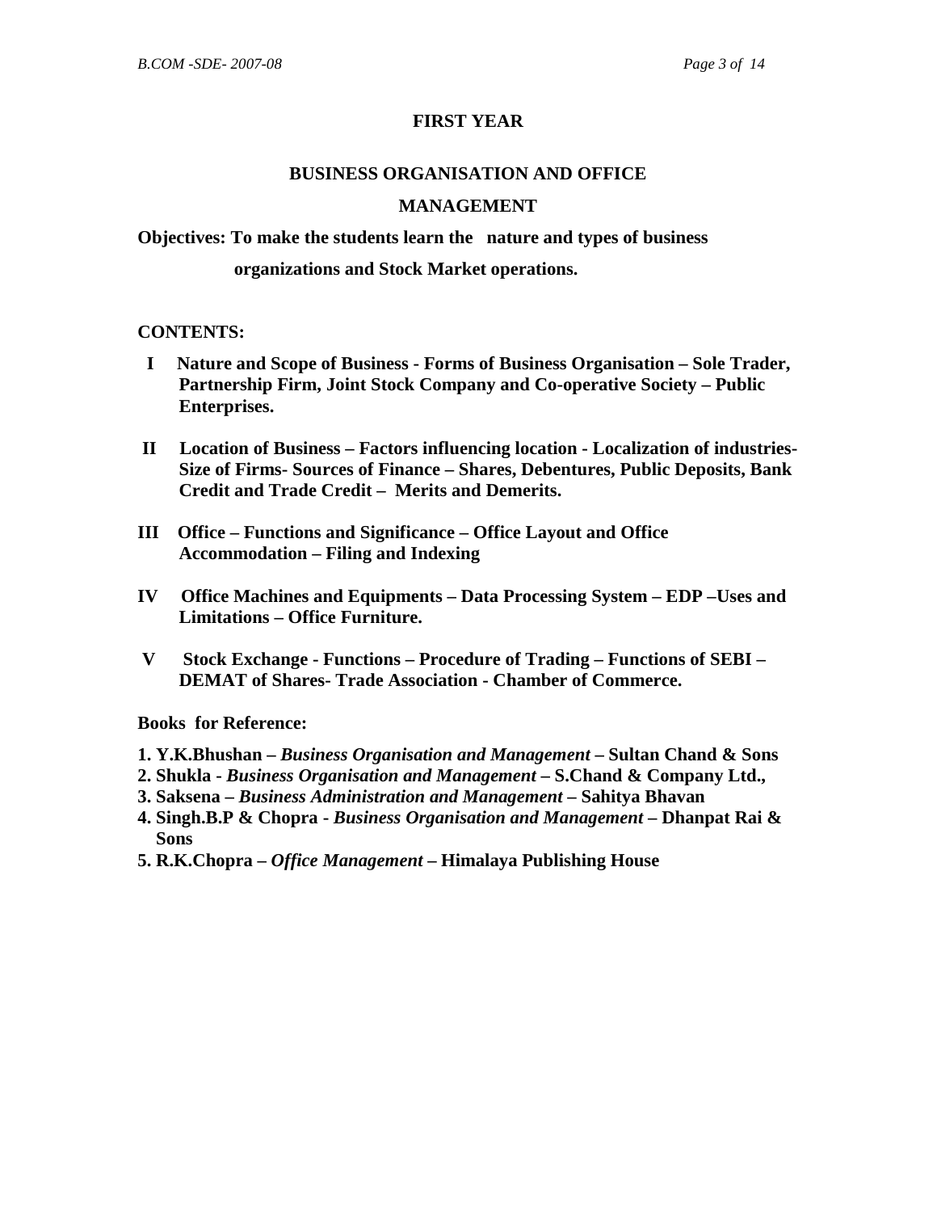## FIRST YEAR

### BUSINESS ORGANISATION AND OFFICE MANAGEMENT

**Objectives: To make the students learn the nature and types of business organizations and Stock Market operations.**

**CONTENTS:**

**I** **Nature and Scope of Business - Forms of Business Organisation – Sole Trader, Partnership Firm, Joint Stock Company and Co-operative Society – Public Enterprises.**

**II** **Location of Business – Factors influencing location - Localization of industries- Size of Firms- Sources of Finance – Shares, Debentures, Public Deposits, Bank Credit and Trade Credit – Merits and Demerits.**

**III** **Office – Functions and Significance – Office Layout and Office Accommodation – Filing and Indexing**

**IV** **Office Machines and Equipments – Data Processing System – EDP –Uses and Limitations – Office Furniture.**

**V** **Stock Exchange - Functions – Procedure of Trading – Functions of SEBI – DEMAT of Shares- Trade Association - Chamber of Commerce.**

**Books for Reference:**

1. **Y.K.Bhushan –** ***Business Organisation and Management*** **– Sultan Chand & Sons**
2. **Shukla -** ***Business Organisation and Management*** **– S.Chand & Company Ltd.,**
3. **Saksena –** ***Business Administration and Management*** **– Sahitya Bhavan**
4. **Singh.B.P & Chopra -** ***Business Organisation and Management*** **– Dhanpat Rai & Sons**
5. **R.K.Chopra –** ***Office Management*** **– Himalaya Publishing House**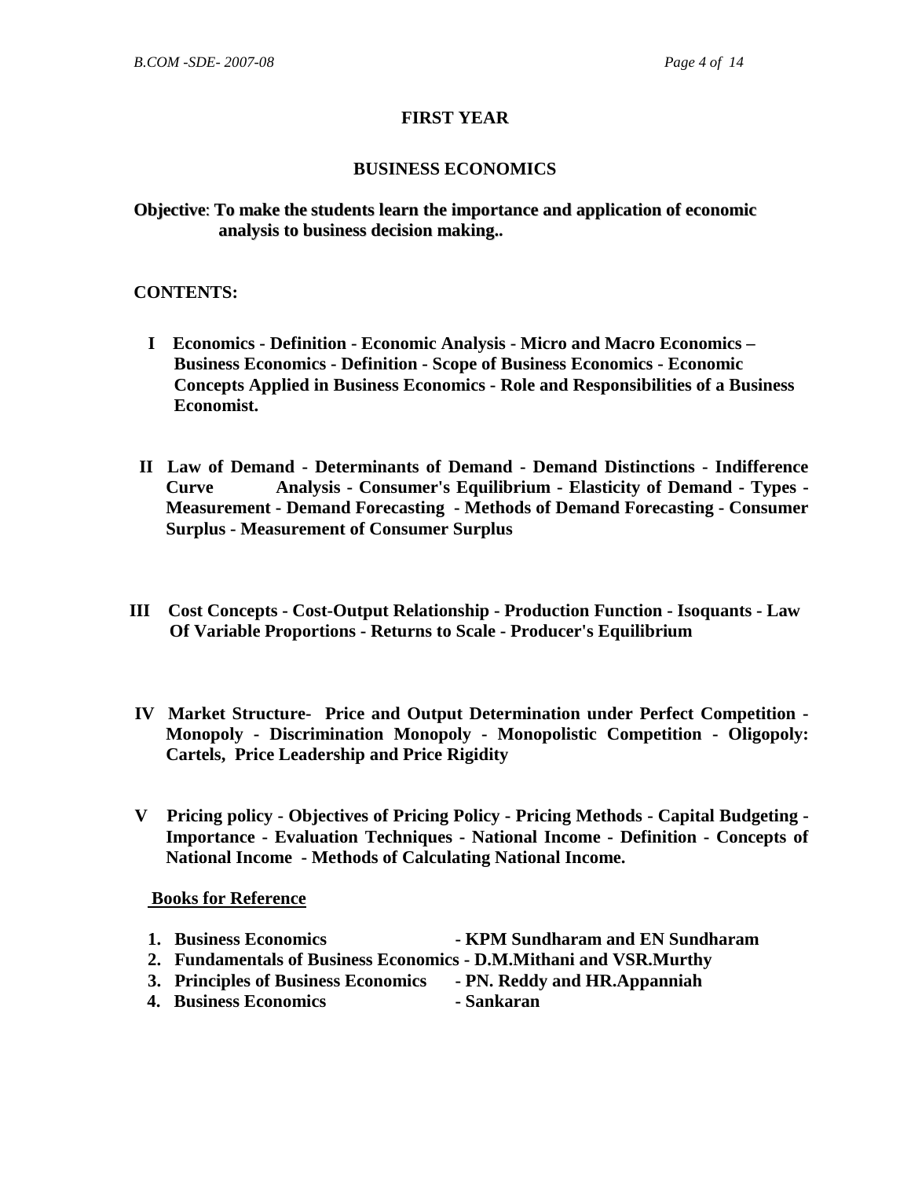## FIRST YEAR

## BUSINESS ECONOMICS

**Objective**: **To make the students learn the importance and application of economic analysis to business decision making..**

**CONTENTS:**

**I Economics - Definition - Economic Analysis - Micro and Macro Economics – Business Economics - Definition - Scope of Business Economics - Economic Concepts Applied in Business Economics - Role and Responsibilities of a Business Economist.**

**II Law of Demand - Determinants of Demand - Demand Distinctions - Indifference Curve Analysis - Consumer's Equilibrium - Elasticity of Demand - Types - Measurement - Demand Forecasting - Methods of Demand Forecasting - Consumer Surplus - Measurement of Consumer Surplus**

**III Cost Concepts - Cost-Output Relationship - Production Function - Isoquants - Law Of Variable Proportions - Returns to Scale - Producer's Equilibrium**

**IV Market Structure- Price and Output Determination under Perfect Competition - Monopoly - Discrimination Monopoly - Monopolistic Competition - Oligopoly: Cartels, Price Leadership and Price Rigidity**

**V Pricing policy - Objectives of Pricing Policy - Pricing Methods - Capital Budgeting - Importance - Evaluation Techniques - National Income - Definition - Concepts of National Income - Methods of Calculating National Income.**

**Books for Reference**

1. **Business Economics - KPM Sundharam and EN Sundharam**
2. **Fundamentals of Business Economics - D.M.Mithani and VSR.Murthy**
3. **Principles of Business Economics - PN. Reddy and HR.Appanniah**
4. **Business Economics - Sankaran**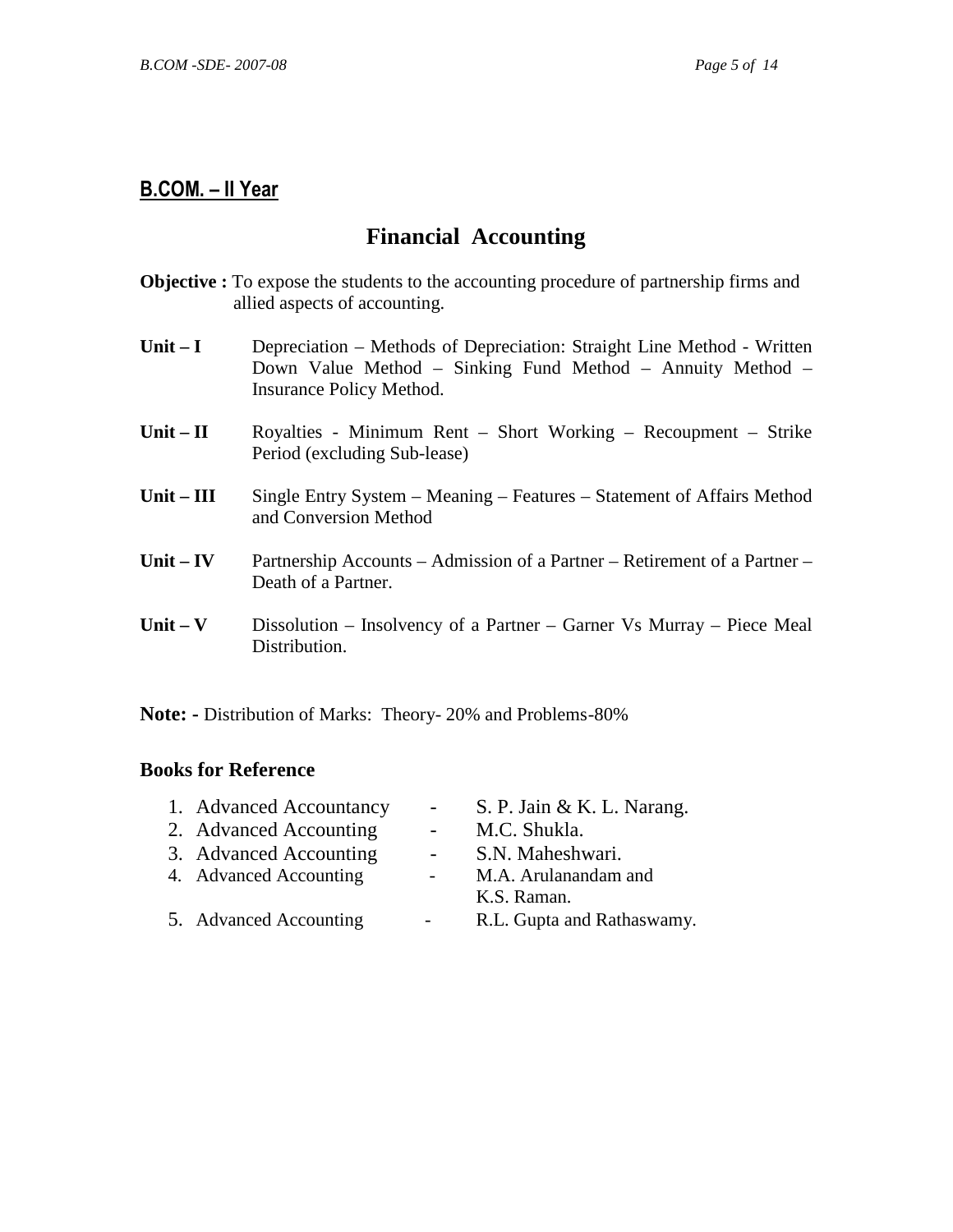## B.COM. – II Year

# Financial Accounting

**Objective :** To expose the students to the accounting procedure of partnership firms and allied aspects of accounting.

**Unit – I** Depreciation – Methods of Depreciation: Straight Line Method - Written Down Value Method – Sinking Fund Method – Annuity Method – Insurance Policy Method.

**Unit – II** Royalties - Minimum Rent – Short Working – Recoupment – Strike Period (excluding Sub-lease)

**Unit – III** Single Entry System – Meaning – Features – Statement of Affairs Method and Conversion Method

**Unit – IV** Partnership Accounts – Admission of a Partner – Retirement of a Partner – Death of a Partner.

**Unit – V** Dissolution – Insolvency of a Partner – Garner Vs Murray – Piece Meal Distribution.

**Note: -** Distribution of Marks: Theory- 20% and Problems-80%

### Books for Reference

1. Advanced Accountancy - S. P. Jain & K. L. Narang.
2. Advanced Accounting - M.C. Shukla.
3. Advanced Accounting - S.N. Maheshwari.
4. Advanced Accounting - M.A. Arulanandam and K.S. Raman.
5. Advanced Accounting - R.L. Gupta and Rathaswamy.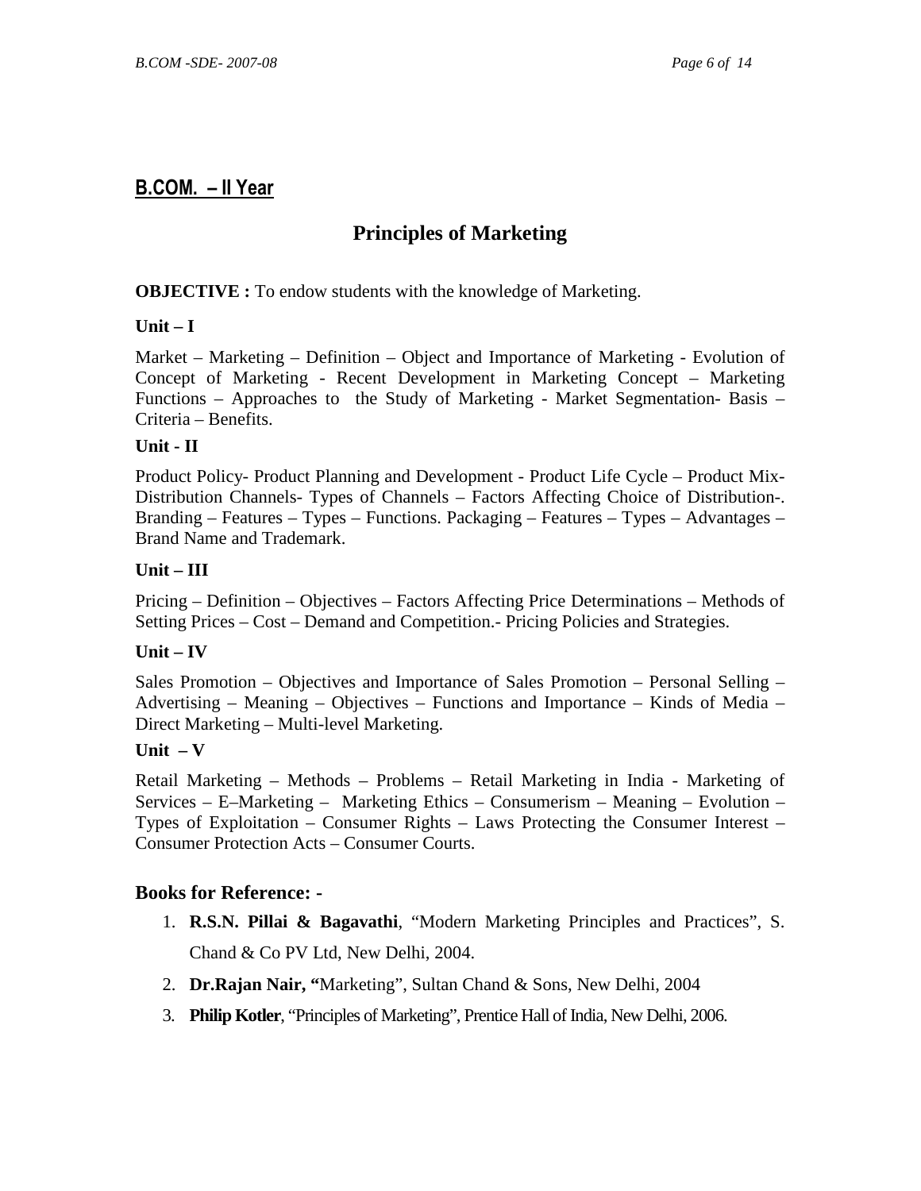## B.COM. – II Year

# Principles of Marketing

**OBJECTIVE :** To endow students with the knowledge of Marketing.

**Unit – I**

Market – Marketing – Definition – Object and Importance of Marketing - Evolution of Concept of Marketing - Recent Development in Marketing Concept – Marketing Functions – Approaches to the Study of Marketing - Market Segmentation- Basis – Criteria – Benefits.

**Unit - II**

Product Policy- Product Planning and Development - Product Life Cycle – Product Mix- Distribution Channels- Types of Channels – Factors Affecting Choice of Distribution-. Branding – Features – Types – Functions. Packaging – Features – Types – Advantages – Brand Name and Trademark.

**Unit – III**

Pricing – Definition – Objectives – Factors Affecting Price Determinations – Methods of Setting Prices – Cost – Demand and Competition.- Pricing Policies and Strategies.

**Unit – IV**

Sales Promotion – Objectives and Importance of Sales Promotion – Personal Selling – Advertising – Meaning – Objectives – Functions and Importance – Kinds of Media – Direct Marketing – Multi-level Marketing.

**Unit – V**

Retail Marketing – Methods – Problems – Retail Marketing in India - Marketing of Services – E–Marketing – Marketing Ethics – Consumerism – Meaning – Evolution – Types of Exploitation – Consumer Rights – Laws Protecting the Consumer Interest – Consumer Protection Acts – Consumer Courts.

### Books for Reference: -

1. **R.S.N. Pillai & Bagavathi**, "Modern Marketing Principles and Practices", S. Chand & Co PV Ltd, New Delhi, 2004.
2. **Dr.Rajan Nair, "**Marketing", Sultan Chand & Sons, New Delhi, 2004
3. **Philip Kotler**, "Principles of Marketing", Prentice Hall of India, New Delhi, 2006.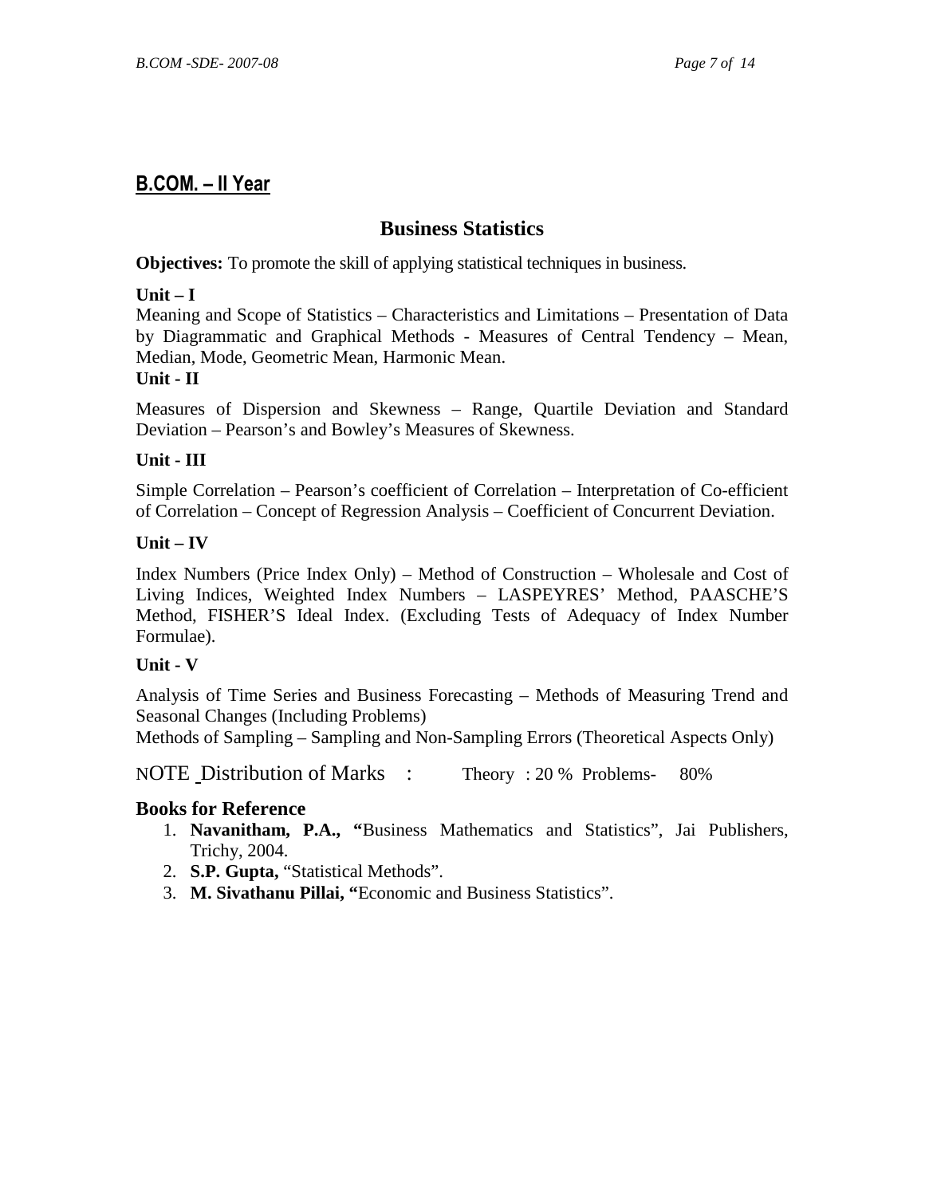## B.COM. – II Year

### Business Statistics

**Objectives:** To promote the skill of applying statistical techniques in business.

**Unit – I**

Meaning and Scope of Statistics – Characteristics and Limitations – Presentation of Data by Diagrammatic and Graphical Methods - Measures of Central Tendency – Mean, Median, Mode, Geometric Mean, Harmonic Mean.

**Unit - II**

Measures of Dispersion and Skewness – Range, Quartile Deviation and Standard Deviation – Pearson's and Bowley's Measures of Skewness.

**Unit - III**

Simple Correlation – Pearson's coefficient of Correlation – Interpretation of Co-efficient of Correlation – Concept of Regression Analysis – Coefficient of Concurrent Deviation.

**Unit – IV**

Index Numbers (Price Index Only) – Method of Construction – Wholesale and Cost of Living Indices, Weighted Index Numbers – LASPEYRES' Method, PAASCHE'S Method, FISHER'S Ideal Index. (Excluding Tests of Adequacy of Index Number Formulae).

**Unit - V**

Analysis of Time Series and Business Forecasting – Methods of Measuring Trend and Seasonal Changes (Including Problems)

Methods of Sampling – Sampling and Non-Sampling Errors (Theoretical Aspects Only)

NOTE Distribution of Marks : Theory : 20 % Problems- 80%

### Books for Reference

1. **Navanitham, P.A., "**Business Mathematics and Statistics", Jai Publishers, Trichy, 2004.
2. **S.P. Gupta,** "Statistical Methods".
3. **M. Sivathanu Pillai, "**Economic and Business Statistics".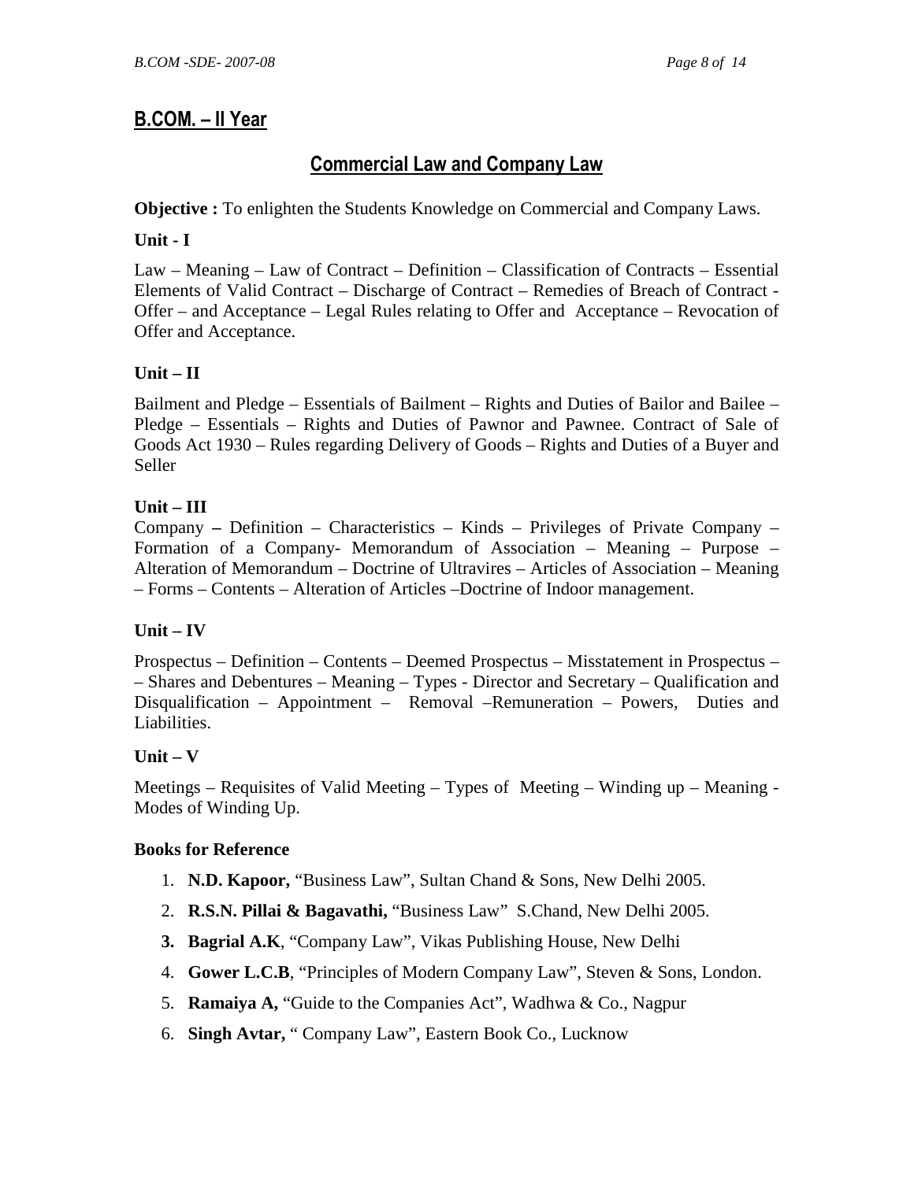## B.COM. – II Year

## Commercial Law and Company Law

**Objective :** To enlighten the Students Knowledge on Commercial and Company Laws.

**Unit - I**

Law – Meaning – Law of Contract – Definition – Classification of Contracts – Essential Elements of Valid Contract – Discharge of Contract – Remedies of Breach of Contract - Offer – and Acceptance – Legal Rules relating to Offer and Acceptance – Revocation of Offer and Acceptance.

**Unit – II**

Bailment and Pledge – Essentials of Bailment – Rights and Duties of Bailor and Bailee – Pledge – Essentials – Rights and Duties of Pawnor and Pawnee. Contract of Sale of Goods Act 1930 – Rules regarding Delivery of Goods – Rights and Duties of a Buyer and Seller

**Unit – III**

Company **–** Definition – Characteristics – Kinds – Privileges of Private Company – Formation of a Company- Memorandum of Association – Meaning – Purpose – Alteration of Memorandum – Doctrine of Ultravires – Articles of Association – Meaning – Forms – Contents – Alteration of Articles –Doctrine of Indoor management.

**Unit – IV**

Prospectus – Definition – Contents – Deemed Prospectus – Misstatement in Prospectus – – Shares and Debentures – Meaning – Types - Director and Secretary – Qualification and Disqualification – Appointment – Removal –Remuneration – Powers, Duties and Liabilities.

**Unit – V**

Meetings – Requisites of Valid Meeting – Types of Meeting – Winding up – Meaning - Modes of Winding Up.

**Books for Reference**

1. **N.D. Kapoor,** "Business Law", Sultan Chand & Sons, New Delhi 2005.
2. **R.S.N. Pillai & Bagavathi,** "Business Law" S.Chand, New Delhi 2005.
3. **Bagrial A.K**, "Company Law", Vikas Publishing House, New Delhi
4. **Gower L.C.B**, "Principles of Modern Company Law", Steven & Sons, London.
5. **Ramaiya A,** "Guide to the Companies Act", Wadhwa & Co., Nagpur
6. **Singh Avtar,** " Company Law", Eastern Book Co., Lucknow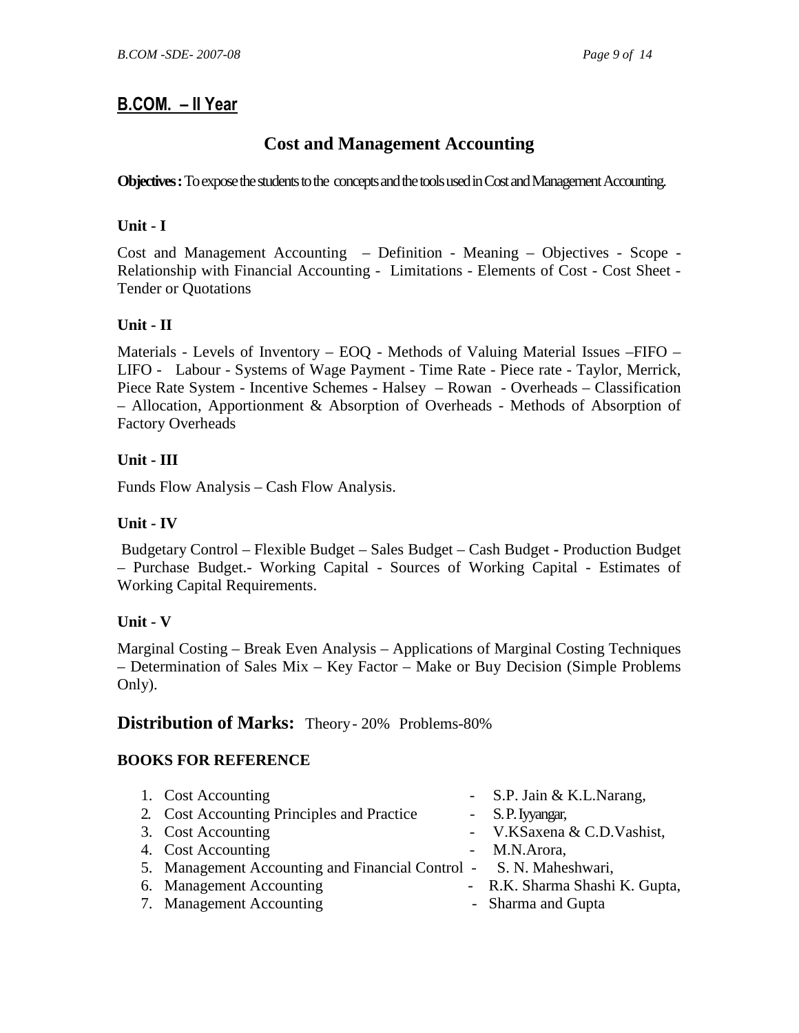## B.COM. – II Year

# Cost and Management Accounting

**Objectives :** To expose the students to the concepts and the tools used in Cost and Management Accounting.

### Unit - I

Cost and Management Accounting – Definition - Meaning – Objectives - Scope - Relationship with Financial Accounting - Limitations - Elements of Cost - Cost Sheet - Tender or Quotations

### Unit - II

Materials - Levels of Inventory – EOQ - Methods of Valuing Material Issues –FIFO – LIFO - Labour - Systems of Wage Payment - Time Rate - Piece rate - Taylor, Merrick, Piece Rate System - Incentive Schemes - Halsey – Rowan - Overheads – Classification – Allocation, Apportionment & Absorption of Overheads - Methods of Absorption of Factory Overheads

### Unit - III

Funds Flow Analysis – Cash Flow Analysis.

### Unit - IV

Budgetary Control – Flexible Budget – Sales Budget – Cash Budget - Production Budget – Purchase Budget.- Working Capital - Sources of Working Capital - Estimates of Working Capital Requirements.

### Unit - V

Marginal Costing – Break Even Analysis – Applications of Marginal Costing Techniques – Determination of Sales Mix – Key Factor – Make or Buy Decision (Simple Problems Only).

## Distribution of Marks: Theory - 20% Problems-80%

### BOOKS FOR REFERENCE

1. Cost Accounting - S.P. Jain & K.L.Narang,
2. Cost Accounting Principles and Practice - S.P. Iyyangar,
3. Cost Accounting - V.KSaxena & C.D.Vashist,
4. Cost Accounting - M.N.Arora,
5. Management Accounting and Financial Control - S. N. Maheshwari,
6. Management Accounting - R.K. Sharma Shashi K. Gupta,
7. Management Accounting - Sharma and Gupta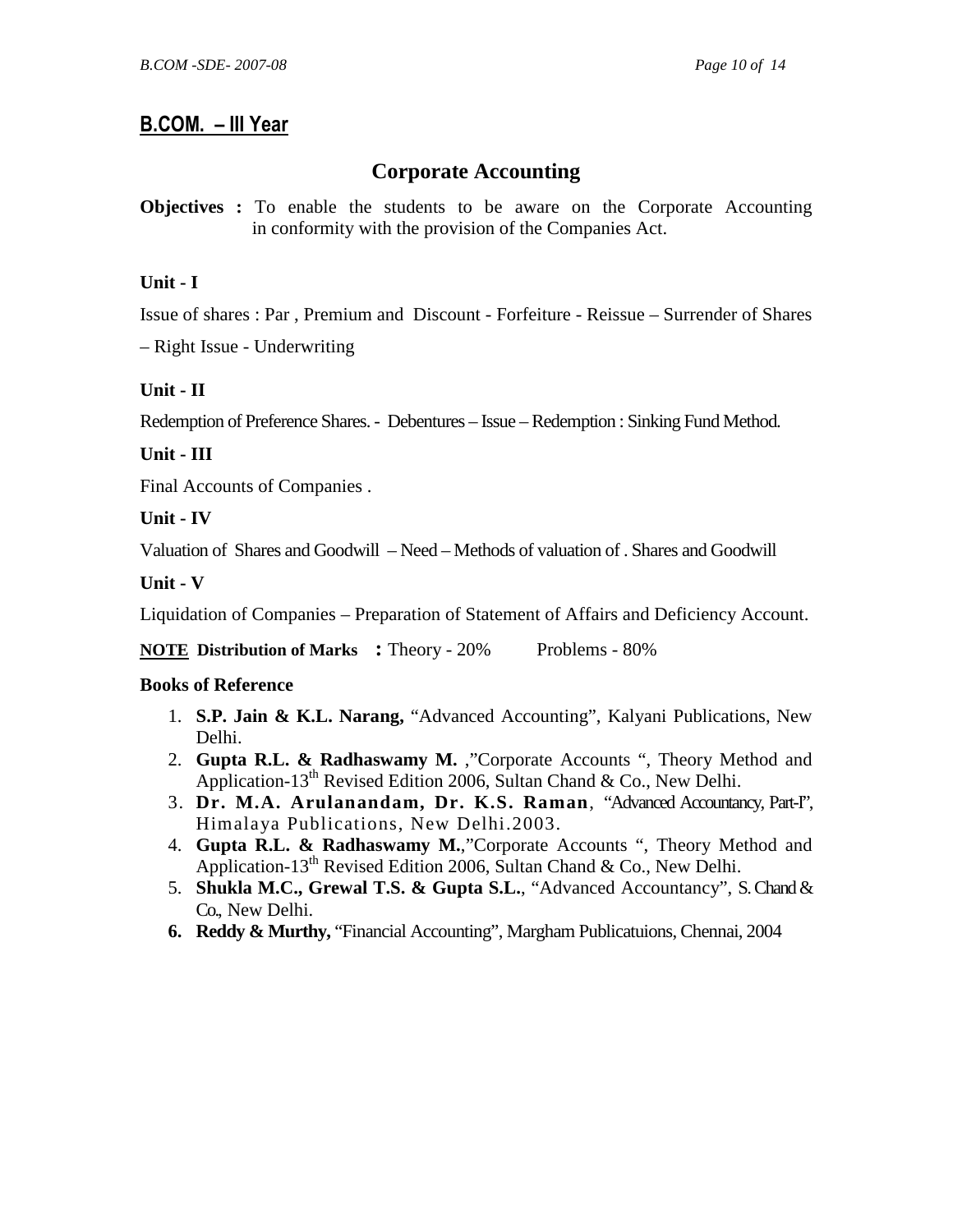## B.COM. – III Year

# Corporate Accounting

**Objectives :** To enable the students to be aware on the Corporate Accounting in conformity with the provision of the Companies Act.

**Unit - I**

Issue of shares : Par , Premium and Discount - Forfeiture - Reissue – Surrender of Shares – Right Issue - Underwriting

**Unit - II**

Redemption of Preference Shares. - Debentures – Issue – Redemption : Sinking Fund Method.

**Unit - III**

Final Accounts of Companies .

**Unit - IV**

Valuation of Shares and Goodwill – Need – Methods of valuation of . Shares and Goodwill

**Unit - V**

Liquidation of Companies – Preparation of Statement of Affairs and Deficiency Account.

**NOTE Distribution of Marks :** Theory - 20% Problems - 80%

**Books of Reference**

1. **S.P. Jain & K.L. Narang,** "Advanced Accounting", Kalyani Publications, New Delhi.
2. **Gupta R.L. & Radhaswamy M.** ,"Corporate Accounts ", Theory Method and Application-13th Revised Edition 2006, Sultan Chand & Co., New Delhi.
3. **Dr. M.A. Arulanandam, Dr. K.S. Raman**, "Advanced Accountancy, Part-I", Himalaya Publications, New Delhi.2003.
4. **Gupta R.L. & Radhaswamy M.**,"Corporate Accounts ", Theory Method and Application-13th Revised Edition 2006, Sultan Chand & Co., New Delhi.
5. **Shukla M.C., Grewal T.S. & Gupta S.L.**, "Advanced Accountancy", S. Chand & Co., New Delhi.
6. **Reddy & Murthy,** "Financial Accounting", Margham Publicatuions, Chennai, 2004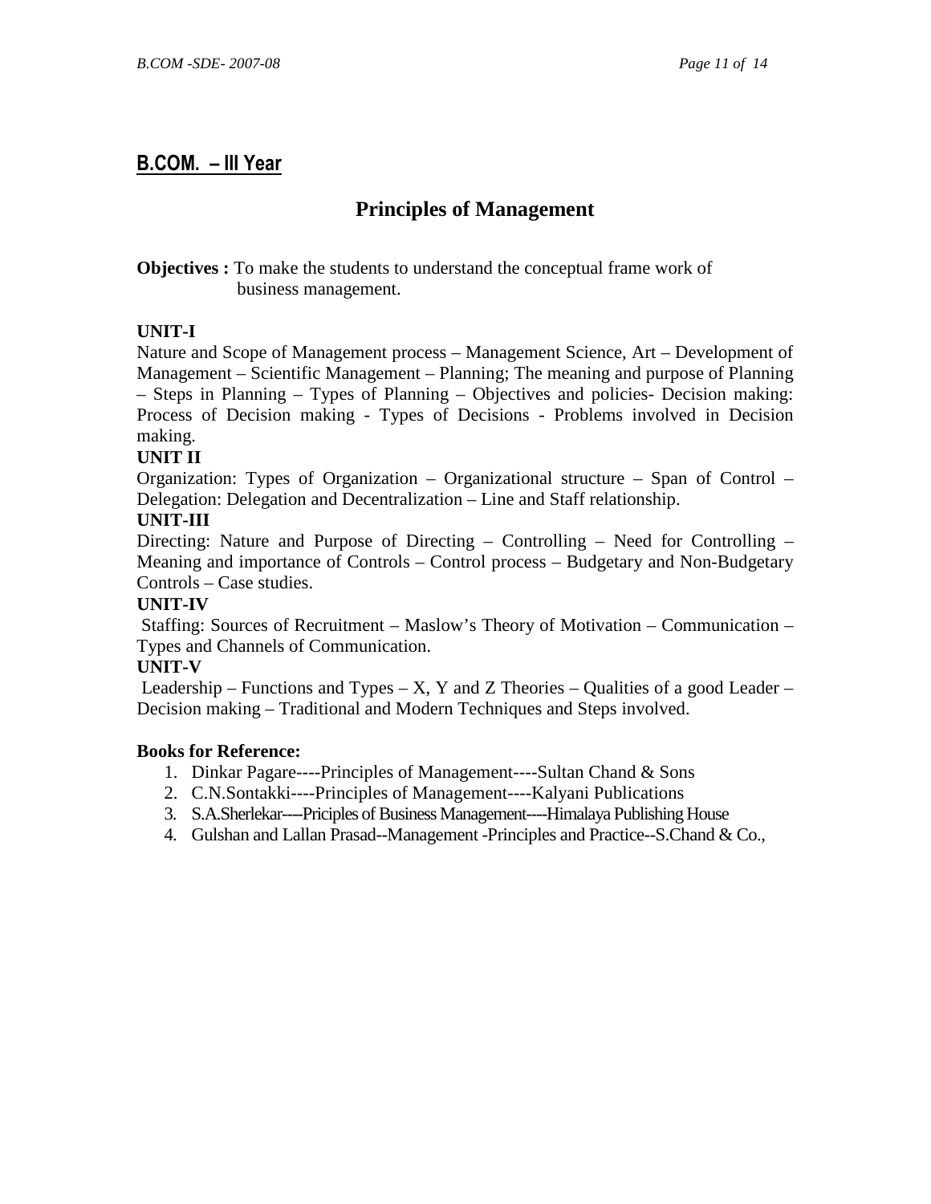## B.COM. – III Year

# Principles of Management

**Objectives :** To make the students to understand the conceptual frame work of business management.

**UNIT-I**

Nature and Scope of Management process – Management Science, Art – Development of Management – Scientific Management – Planning; The meaning and purpose of Planning – Steps in Planning – Types of Planning – Objectives and policies- Decision making: Process of Decision making - Types of Decisions - Problems involved in Decision making.

**UNIT II**

Organization: Types of Organization – Organizational structure – Span of Control – Delegation: Delegation and Decentralization – Line and Staff relationship.

**UNIT-III**

Directing: Nature and Purpose of Directing – Controlling – Need for Controlling – Meaning and importance of Controls – Control process – Budgetary and Non-Budgetary Controls – Case studies.

**UNIT-IV**

Staffing: Sources of Recruitment – Maslow's Theory of Motivation – Communication – Types and Channels of Communication.

**UNIT-V**

Leadership – Functions and Types – X, Y and Z Theories – Qualities of a good Leader – Decision making – Traditional and Modern Techniques and Steps involved.

**Books for Reference:**

1. Dinkar Pagare----Principles of Management----Sultan Chand & Sons
2. C.N.Sontakki----Principles of Management----Kalyani Publications
3. S.A.Sherlekar----Priciples of Business Management----Himalaya Publishing House
4. Gulshan and Lallan Prasad--Management -Principles and Practice--S.Chand & Co.,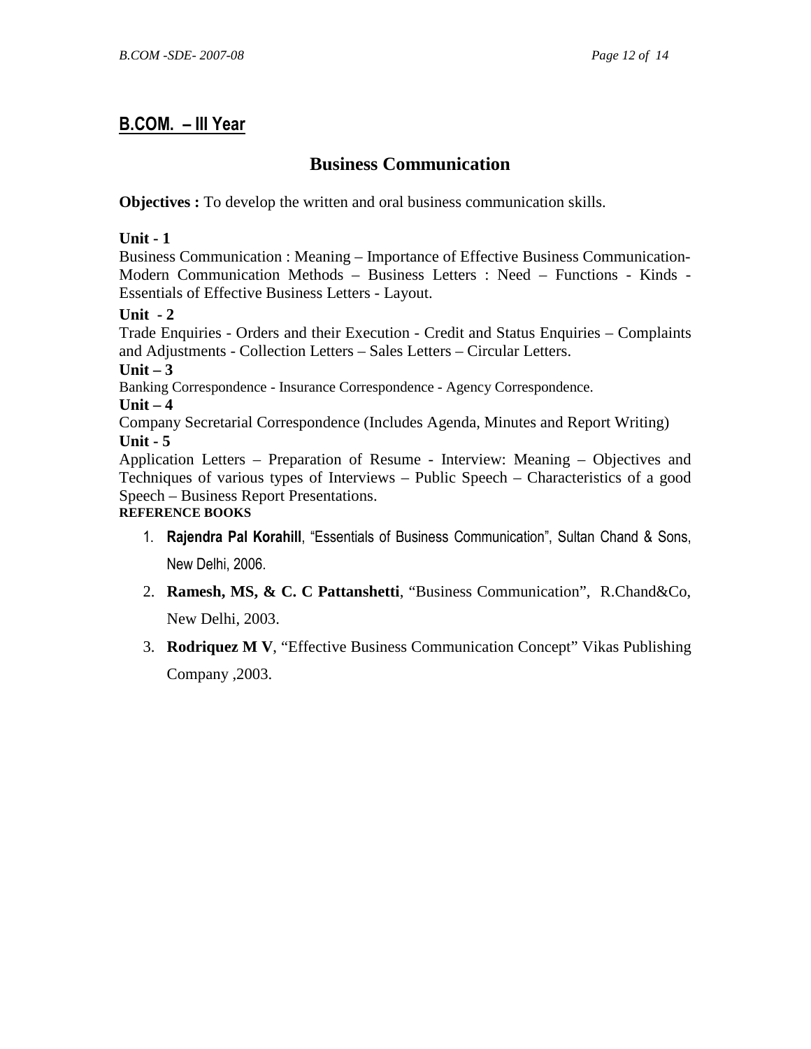## B.COM. – III Year

# Business Communication

**Objectives :** To develop the written and oral business communication skills.

**Unit - 1**

Business Communication : Meaning – Importance of Effective Business Communication- Modern Communication Methods – Business Letters : Need – Functions - Kinds - Essentials of Effective Business Letters - Layout.

**Unit - 2**

Trade Enquiries - Orders and their Execution - Credit and Status Enquiries – Complaints and Adjustments - Collection Letters – Sales Letters – Circular Letters.

**Unit – 3**

Banking Correspondence - Insurance Correspondence - Agency Correspondence.

**Unit – 4**

Company Secretarial Correspondence (Includes Agenda, Minutes and Report Writing)

**Unit - 5**

Application Letters – Preparation of Resume - Interview: Meaning – Objectives and Techniques of various types of Interviews – Public Speech – Characteristics of a good Speech – Business Report Presentations.

**REFERENCE BOOKS**

1. **Rajendra Pal Korahill**, "Essentials of Business Communication", Sultan Chand & Sons, New Delhi, 2006.
2. **Ramesh, MS, & C. C Pattanshetti**, "Business Communication", R.Chand&Co, New Delhi, 2003.
3. **Rodriquez M V**, "Effective Business Communication Concept" Vikas Publishing Company ,2003.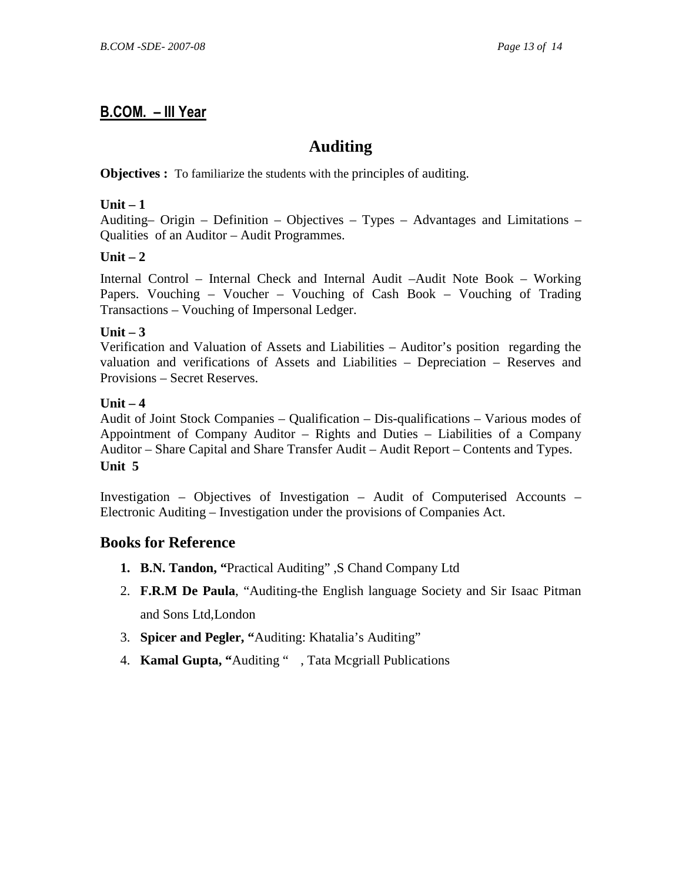## B.COM. – III Year

# Auditing

**Objectives :** To familiarize the students with the principles of auditing.

**Unit – 1**

Auditing– Origin – Definition – Objectives – Types – Advantages and Limitations – Qualities of an Auditor – Audit Programmes.

**Unit – 2**

Internal Control – Internal Check and Internal Audit –Audit Note Book – Working Papers. Vouching – Voucher – Vouching of Cash Book – Vouching of Trading Transactions – Vouching of Impersonal Ledger.

**Unit – 3**

Verification and Valuation of Assets and Liabilities – Auditor's position regarding the valuation and verifications of Assets and Liabilities – Depreciation – Reserves and Provisions – Secret Reserves.

**Unit – 4**

Audit of Joint Stock Companies – Qualification – Dis-qualifications – Various modes of Appointment of Company Auditor – Rights and Duties – Liabilities of a Company Auditor – Share Capital and Share Transfer Audit – Audit Report – Contents and Types.

**Unit 5**

Investigation – Objectives of Investigation – Audit of Computerised Accounts – Electronic Auditing – Investigation under the provisions of Companies Act.

## Books for Reference

1. **B.N. Tandon, "**Practical Auditing" ,S Chand Company Ltd
2. **F.R.M De Paula**, "Auditing-the English language Society and Sir Isaac Pitman and Sons Ltd,London
3. **Spicer and Pegler, "**Auditing: Khatalia's Auditing"
4. **Kamal Gupta, "**Auditing " , Tata Mcgriall Publications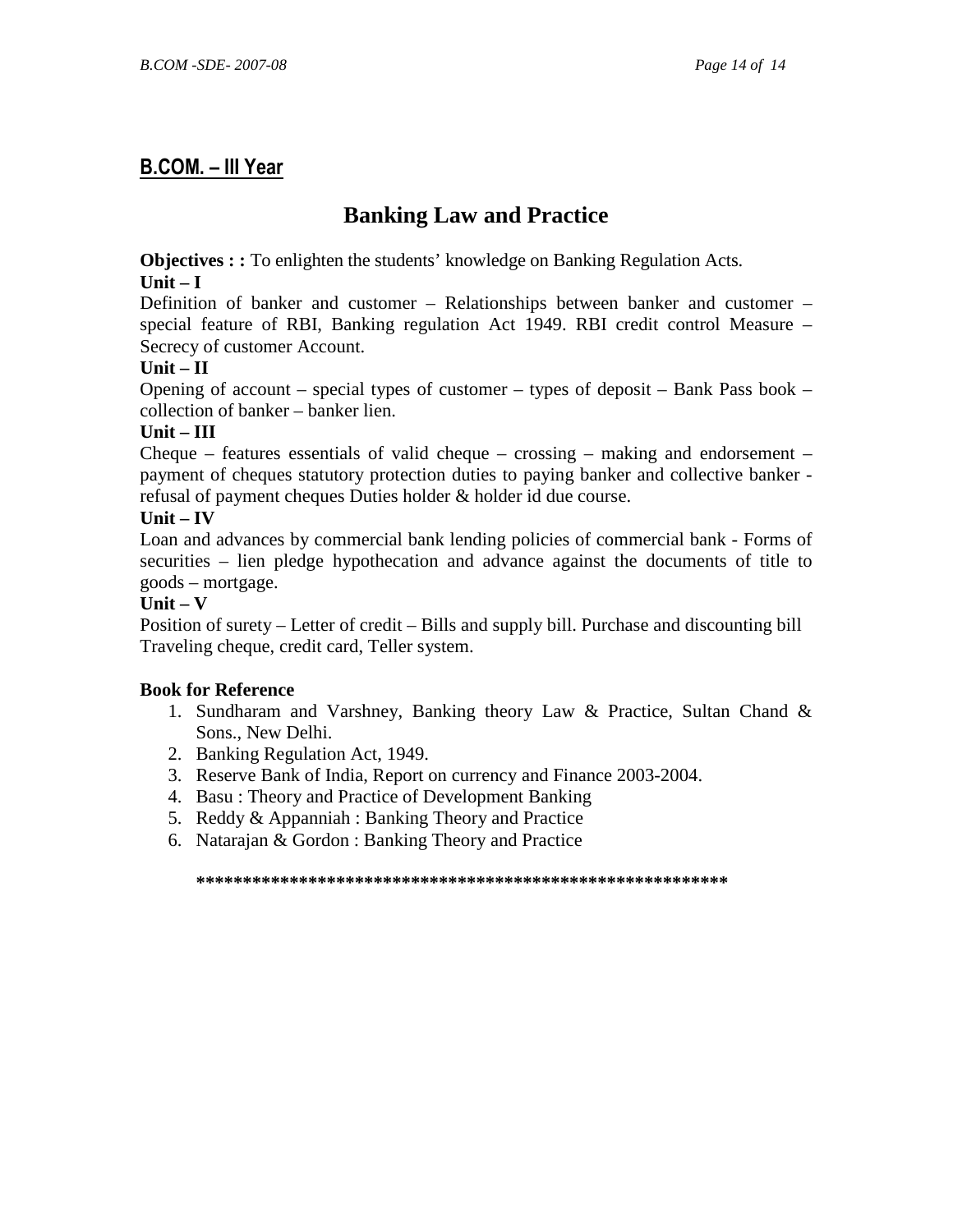## B.COM. – III Year

# Banking Law and Practice

**Objectives : :** To enlighten the students' knowledge on Banking Regulation Acts.

**Unit – I**

Definition of banker and customer – Relationships between banker and customer – special feature of RBI, Banking regulation Act 1949. RBI credit control Measure – Secrecy of customer Account.

**Unit – II**

Opening of account – special types of customer – types of deposit – Bank Pass book – collection of banker – banker lien.

**Unit – III**

Cheque – features essentials of valid cheque – crossing – making and endorsement – payment of cheques statutory protection duties to paying banker and collective banker - refusal of payment cheques Duties holder & holder id due course.

**Unit – IV**

Loan and advances by commercial bank lending policies of commercial bank - Forms of securities – lien pledge hypothecation and advance against the documents of title to goods – mortgage.

**Unit – V**

Position of surety – Letter of credit – Bills and supply bill. Purchase and discounting bill Traveling cheque, credit card, Teller system.

**Book for Reference**

1. Sundharam and Varshney, Banking theory Law & Practice, Sultan Chand & Sons., New Delhi.
2. Banking Regulation Act, 1949.
3. Reserve Bank of India, Report on currency and Finance 2003-2004.
4. Basu : Theory and Practice of Development Banking
5. Reddy & Appanniah : Banking Theory and Practice
6. Natarajan & Gordon : Banking Theory and Practice

**********************************************************